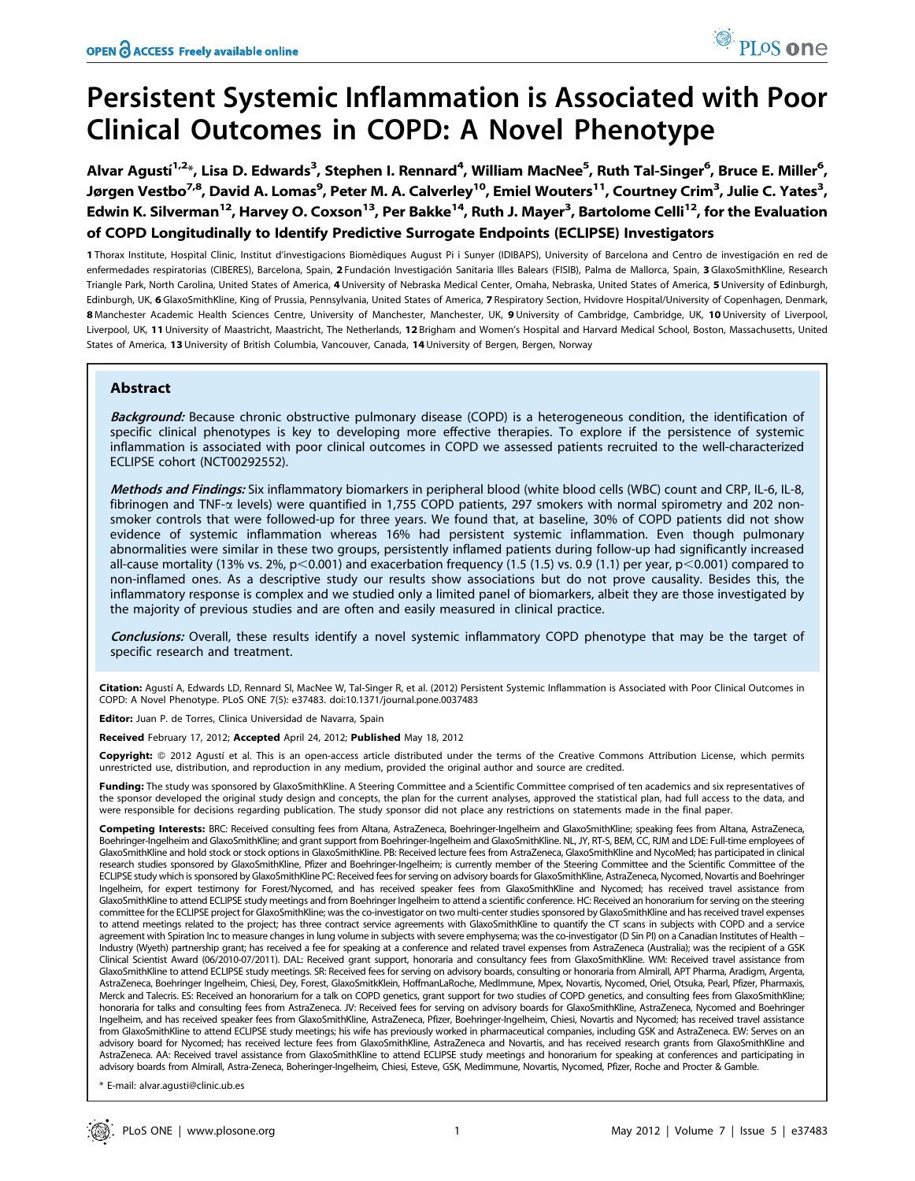# Persistent Systemic Inflammation is Associated with Poor Clinical Outcomes in COPD: A Novel Phenotype

**Alvar Agustí[1,2]\*, Lisa D. Edwards[3], Stephen I. Rennard[4], William MacNee[5], Ruth Tal-Singer[6], Bruce E. Miller[6], Jørgen Vestbo[7,8], David A. Lomas[9], Peter M. A. Calverley[10], Emiel Wouters[11], Courtney Crim[3], Julie C. Yates[3], Edwin K. Silverman[12], Harvey O. Coxson[13], Per Bakke[14], Ruth J. Mayer[3], Bartolome Celli[12], for the Evaluation of COPD Longitudinally to Identify Predictive Surrogate Endpoints (ECLIPSE) Investigators**

1 Thorax Institute, Hospital Clinic, Institut d'investigacions Biomèdiques August Pi i Sunyer (IDIBAPS), University of Barcelona and Centro de investigación en red de enfermedades respiratorias (CIBERES), Barcelona, Spain, 2 Fundación Investigación Sanitaria Illes Balears (FISIB), Palma de Mallorca, Spain, 3 GlaxoSmithKline, Research Triangle Park, North Carolina, United States of America, 4 University of Nebraska Medical Center, Omaha, Nebraska, United States of America, 5 University of Edinburgh, Edinburgh, UK, 6 GlaxoSmithKline, King of Prussia, Pennsylvania, United States of America, 7 Respiratory Section, Hvidovre Hospital/University of Copenhagen, Denmark, 8 Manchester Academic Health Sciences Centre, University of Manchester, Manchester, UK, 9 University of Cambridge, Cambridge, UK, 10 University of Liverpool, Liverpool, UK, 11 University of Maastricht, Maastricht, The Netherlands, 12 Brigham and Women's Hospital and Harvard Medical School, Boston, Massachusetts, United States of America, 13 University of British Columbia, Vancouver, Canada, 14 University of Bergen, Bergen, Norway

## Abstract

***Background:*** Because chronic obstructive pulmonary disease (COPD) is a heterogeneous condition, the identification of specific clinical phenotypes is key to developing more effective therapies. To explore if the persistence of systemic inflammation is associated with poor clinical outcomes in COPD we assessed patients recruited to the well-characterized ECLIPSE cohort (NCT00292552).

***Methods and Findings:*** Six inflammatory biomarkers in peripheral blood (white blood cells (WBC) count and CRP, IL-6, IL-8, fibrinogen and TNF-α levels) were quantified in 1,755 COPD patients, 297 smokers with normal spirometry and 202 non-smoker controls that were followed-up for three years. We found that, at baseline, 30% of COPD patients did not show evidence of systemic inflammation whereas 16% had persistent systemic inflammation. Even though pulmonary abnormalities were similar in these two groups, persistently inflamed patients during follow-up had significantly increased all-cause mortality (13% vs. 2%, $p<0.001$) and exacerbation frequency (1.5 (1.5) vs. 0.9 (1.1) per year, $p<0.001$) compared to non-inflamed ones. As a descriptive study our results show associations but do not prove causality. Besides this, the inflammatory response is complex and we studied only a limited panel of biomarkers, albeit they are those investigated by the majority of previous studies and are often and easily measured in clinical practice.

***Conclusions:*** Overall, these results identify a novel systemic inflammatory COPD phenotype that may be the target of specific research and treatment.

**Citation:** Agustí A, Edwards LD, Rennard SI, MacNee W, Tal-Singer R, et al. (2012) Persistent Systemic Inflammation is Associated with Poor Clinical Outcomes in COPD: A Novel Phenotype. PLoS ONE 7(5): e37483. doi:10.1371/journal.pone.0037483

**Editor:** Juan P. de Torres, Clinica Universidad de Navarra, Spain

**Received** February 17, 2012; **Accepted** April 24, 2012; **Published** May 18, 2012

**Copyright:** © 2012 Agustí et al. This is an open-access article distributed under the terms of the Creative Commons Attribution License, which permits unrestricted use, distribution, and reproduction in any medium, provided the original author and source are credited.

**Funding:** The study was sponsored by GlaxoSmithKline. A Steering Committee and a Scientific Committee comprised of ten academics and six representatives of the sponsor developed the original study design and concepts, the plan for the current analyses, approved the statistical plan, had full access to the data, and were responsible for decisions regarding publication. The study sponsor did not place any restrictions on statements made in the final paper.

**Competing Interests:** BRC: Received consulting fees from Altana, AstraZeneca, Boehringer-Ingelheim and GlaxoSmithKline; speaking fees from Altana, AstraZeneca, Boehringer-Ingelheim and GlaxoSmithKline; and grant support from Boehringer-Ingelheim and GlaxoSmithKline. NL, JY, RT-S, BEM, CC, RJM and LDE: Full-time employees of GlaxoSmithKline and hold stock or stock options in GlaxoSmithKline. PB: Received lecture fees from AstraZeneca, GlaxoSmithKline and NycoMed; has participated in clinical research studies sponsored by GlaxoSmithKline, Pfizer and Boehringer-Ingelheim; is currently member of the Steering Committee and the Scientific Committee of the ECLIPSE study which is sponsored by GlaxoSmithKline PC: Received fees for serving on advisory boards for GlaxoSmithKline, AstraZeneca, Nycomed, Novartis and Boehringer Ingelheim, for expert testimony for Forest/Nycomed, and has received speaker fees from GlaxoSmithKline and Nycomed; has received travel assistance from GlaxoSmithKline to attend ECLIPSE study meetings and from Boehringer Ingelheim to attend a scientific conference. HC: Received an honorarium for serving on the steering committee for the ECLIPSE project for GlaxoSmithKline; was the co-investigator on two multi-center studies sponsored by GlaxoSmithKline and has received travel expenses to attend meetings related to the project; has three contract service agreements with GlaxoSmithKline to quantify the CT scans in subjects with COPD and a service agreement with Spiration Inc to measure changes in lung volume in subjects with severe emphysema; was the co-investigator (D Sin PI) on a Canadian Institutes of Health – Industry (Wyeth) partnership grant; has received a fee for speaking at a conference and related travel expenses from AstraZeneca (Australia); was the recipient of a GSK Clinical Scientist Award (06/2010-07/2011). DAL: Received grant support, honoraria and consultancy fees from GlaxoSmithKline. WM: Received travel assistance from GlaxoSmithKline to attend ECLIPSE study meetings. SR: Received fees for serving on advisory boards, consulting or honoraria from Almirall, APT Pharma, Aradigm, Argenta, AstraZeneca, Boehringer Ingelheim, Chiesi, Dey, Forest, GlaxoSmitkKlein, HoffmanLaRoche, MedImmune, Mpex, Novartis, Nycomed, Oriel, Otsuka, Pearl, Pfizer, Pharmaxis, Merck and Talecris. ES: Received an honorarium for a talk on COPD genetics, grant support for two studies of COPD genetics, and consulting fees from GlaxoSmithKline; honoraria for talks and consulting fees from AstraZeneca. JV: Received fees for serving on advisory boards for GlaxoSmithKline, AstraZeneca, Nycomed and Boehringer Ingelheim, and has received speaker fees from GlaxoSmithKline, AstraZeneca, Pfizer, Boehringer-Ingelheim, Chiesi, Novartis and Nycomed; has received travel assistance from GlaxoSmithKline to attend ECLIPSE study meetings; his wife has previously worked in pharmaceutical companies, including GSK and AstraZeneca. EW: Serves on an advisory board for Nycomed; has received lecture fees from GlaxoSmithKline, AstraZeneca and Novartis, and has received research grants from GlaxoSmithKline and AstraZeneca. AA: Received travel assistance from GlaxoSmithKline to attend ECLIPSE study meetings and honorarium for speaking at conferences and participating in advisory boards from Almirall, Astra-Zeneca, Boheringer-Ingelheim, Chiesi, Esteve, GSK, Medimmune, Novartis, Nycomed, Pfizer, Roche and Procter & Gamble.

\* E-mail: alvar.agusti@clinic.ub.es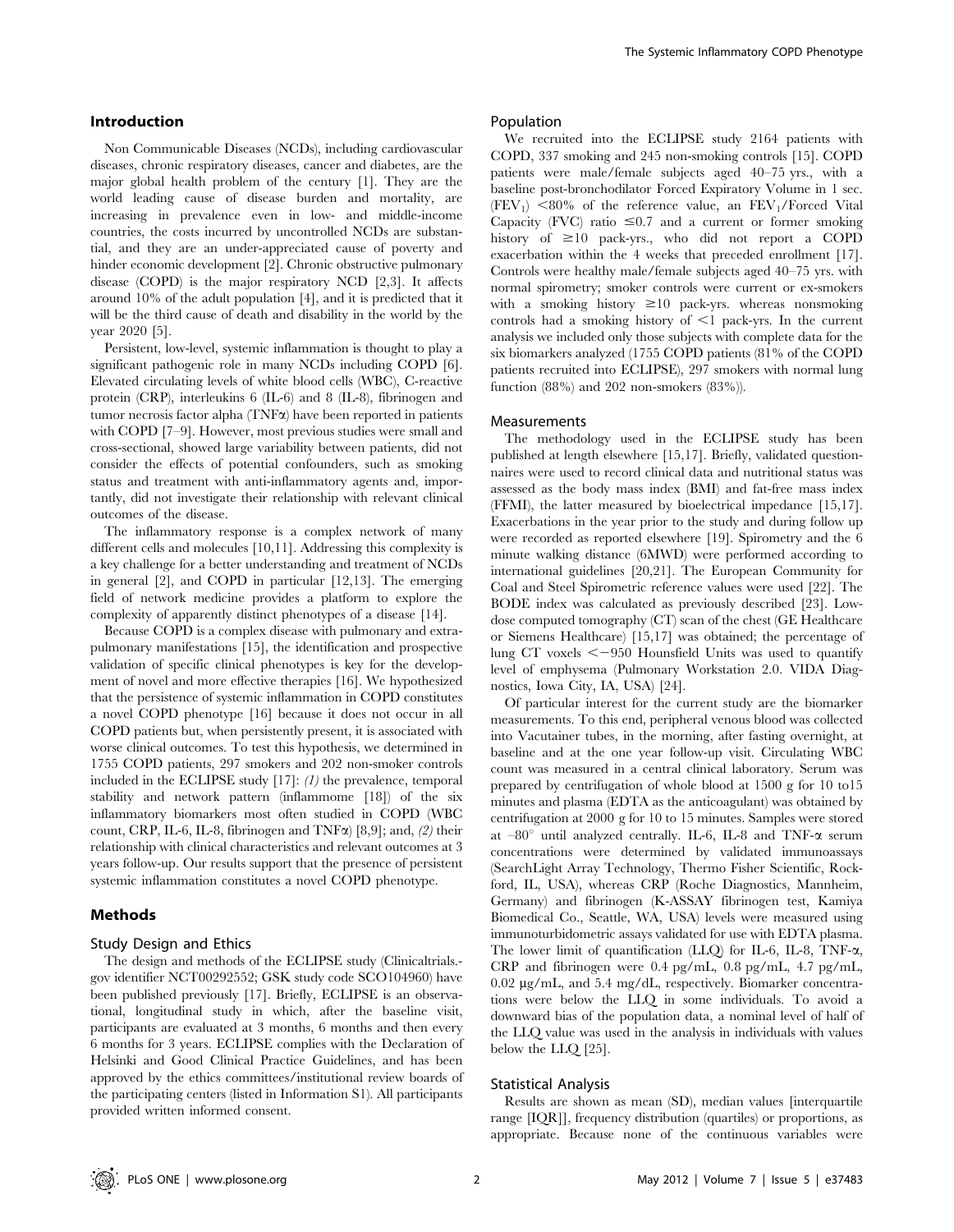## Introduction

Non Communicable Diseases (NCDs), including cardiovascular diseases, chronic respiratory diseases, cancer and diabetes, are the major global health problem of the century [1]. They are the world leading cause of disease burden and mortality, are increasing in prevalence even in low- and middle-income countries, the costs incurred by uncontrolled NCDs are substantial, and they are an under-appreciated cause of poverty and hinder economic development [2]. Chronic obstructive pulmonary disease (COPD) is the major respiratory NCD [2,3]. It affects around 10% of the adult population [4], and it is predicted that it will be the third cause of death and disability in the world by the year 2020 [5].

Persistent, low-level, systemic inflammation is thought to play a significant pathogenic role in many NCDs including COPD [6]. Elevated circulating levels of white blood cells (WBC), C-reactive protein (CRP), interleukins 6 (IL-6) and 8 (IL-8), fibrinogen and tumor necrosis factor alpha (TNFα) have been reported in patients with COPD [7–9]. However, most previous studies were small and cross-sectional, showed large variability between patients, did not consider the effects of potential confounders, such as smoking status and treatment with anti-inflammatory agents and, importantly, did not investigate their relationship with relevant clinical outcomes of the disease.

The inflammatory response is a complex network of many different cells and molecules [10,11]. Addressing this complexity is a key challenge for a better understanding and treatment of NCDs in general [2], and COPD in particular [12,13]. The emerging field of network medicine provides a platform to explore the complexity of apparently distinct phenotypes of a disease [14].

Because COPD is a complex disease with pulmonary and extrapulmonary manifestations [15], the identification and prospective validation of specific clinical phenotypes is key for the development of novel and more effective therapies [16]. We hypothesized that the persistence of systemic inflammation in COPD constitutes a novel COPD phenotype [16] because it does not occur in all COPD patients but, when persistently present, it is associated with worse clinical outcomes. To test this hypothesis, we determined in 1755 COPD patients, 297 smokers and 202 non-smoker controls included in the ECLIPSE study [17]: *(1)* the prevalence, temporal stability and network pattern (inflammome [18]) of the six inflammatory biomarkers most often studied in COPD (WBC count, CRP, IL-6, IL-8, fibrinogen and TNFα) [8,9]; and, *(2)* their relationship with clinical characteristics and relevant outcomes at 3 years follow-up. Our results support that the presence of persistent systemic inflammation constitutes a novel COPD phenotype.

## Methods

### Study Design and Ethics

The design and methods of the ECLIPSE study (Clinicaltrials.gov identifier NCT00292552; GSK study code SCO104960) have been published previously [17]. Briefly, ECLIPSE is an observational, longitudinal study in which, after the baseline visit, participants are evaluated at 3 months, 6 months and then every 6 months for 3 years. ECLIPSE complies with the Declaration of Helsinki and Good Clinical Practice Guidelines, and has been approved by the ethics committees/institutional review boards of the participating centers (listed in Information S1). All participants provided written informed consent.

### Population

We recruited into the ECLIPSE study 2164 patients with COPD, 337 smoking and 245 non-smoking controls [15]. COPD patients were male/female subjects aged 40–75 yrs., with a baseline post-bronchodilator Forced Expiratory Volume in 1 sec. ($FEV_1$) <80% of the reference value, an $FEV_1$/Forced Vital Capacity (FVC) ratio ≤0.7 and a current or former smoking history of ≥10 pack-yrs., who did not report a COPD exacerbation within the 4 weeks that preceded enrollment [17]. Controls were healthy male/female subjects aged 40–75 yrs. with normal spirometry; smoker controls were current or ex-smokers with a smoking history ≥10 pack-yrs. whereas nonsmoking controls had a smoking history of <1 pack-yrs. In the current analysis we included only those subjects with complete data for the six biomarkers analyzed (1755 COPD patients (81% of the COPD patients recruited into ECLIPSE), 297 smokers with normal lung function (88%) and 202 non-smokers (83%)).

### Measurements

The methodology used in the ECLIPSE study has been published at length elsewhere [15,17]. Briefly, validated questionnaires were used to record clinical data and nutritional status was assessed as the body mass index (BMI) and fat-free mass index (FFMI), the latter measured by bioelectrical impedance [15,17]. Exacerbations in the year prior to the study and during follow up were recorded as reported elsewhere [19]. Spirometry and the 6 minute walking distance (6MWD) were performed according to international guidelines [20,21]. The European Community for Coal and Steel Spirometric reference values were used [22]. The BODE index was calculated as previously described [23]. Low-dose computed tomography (CT) scan of the chest (GE Healthcare or Siemens Healthcare) [15,17] was obtained; the percentage of lung CT voxels <−950 Hounsfield Units was used to quantify level of emphysema (Pulmonary Workstation 2.0. VIDA Diagnostics, Iowa City, IA, USA) [24].

Of particular interest for the current study are the biomarker measurements. To this end, peripheral venous blood was collected into Vacutainer tubes, in the morning, after fasting overnight, at baseline and at the one year follow-up visit. Circulating WBC count was measured in a central clinical laboratory. Serum was prepared by centrifugation of whole blood at 1500 g for 10 to15 minutes and plasma (EDTA as the anticoagulant) was obtained by centrifugation at 2000 g for 10 to 15 minutes. Samples were stored at –80° until analyzed centrally. IL-6, IL-8 and TNF-α serum concentrations were determined by validated immunoassays (SearchLight Array Technology, Thermo Fisher Scientific, Rockford, IL, USA), whereas CRP (Roche Diagnostics, Mannheim, Germany) and fibrinogen (K-ASSAY fibrinogen test, Kamiya Biomedical Co., Seattle, WA, USA) levels were measured using immunoturbidometric assays validated for use with EDTA plasma. The lower limit of quantification (LLQ) for IL-6, IL-8, TNF-α, CRP and fibrinogen were 0.4 pg/mL, 0.8 pg/mL, 4.7 pg/mL, 0.02 µg/mL, and 5.4 mg/dL, respectively. Biomarker concentrations were below the LLQ in some individuals. To avoid a downward bias of the population data, a nominal level of half of the LLQ value was used in the analysis in individuals with values below the LLQ [25].

### Statistical Analysis

Results are shown as mean (SD), median values [interquartile range [IQR]], frequency distribution (quartiles) or proportions, as appropriate. Because none of the continuous variables were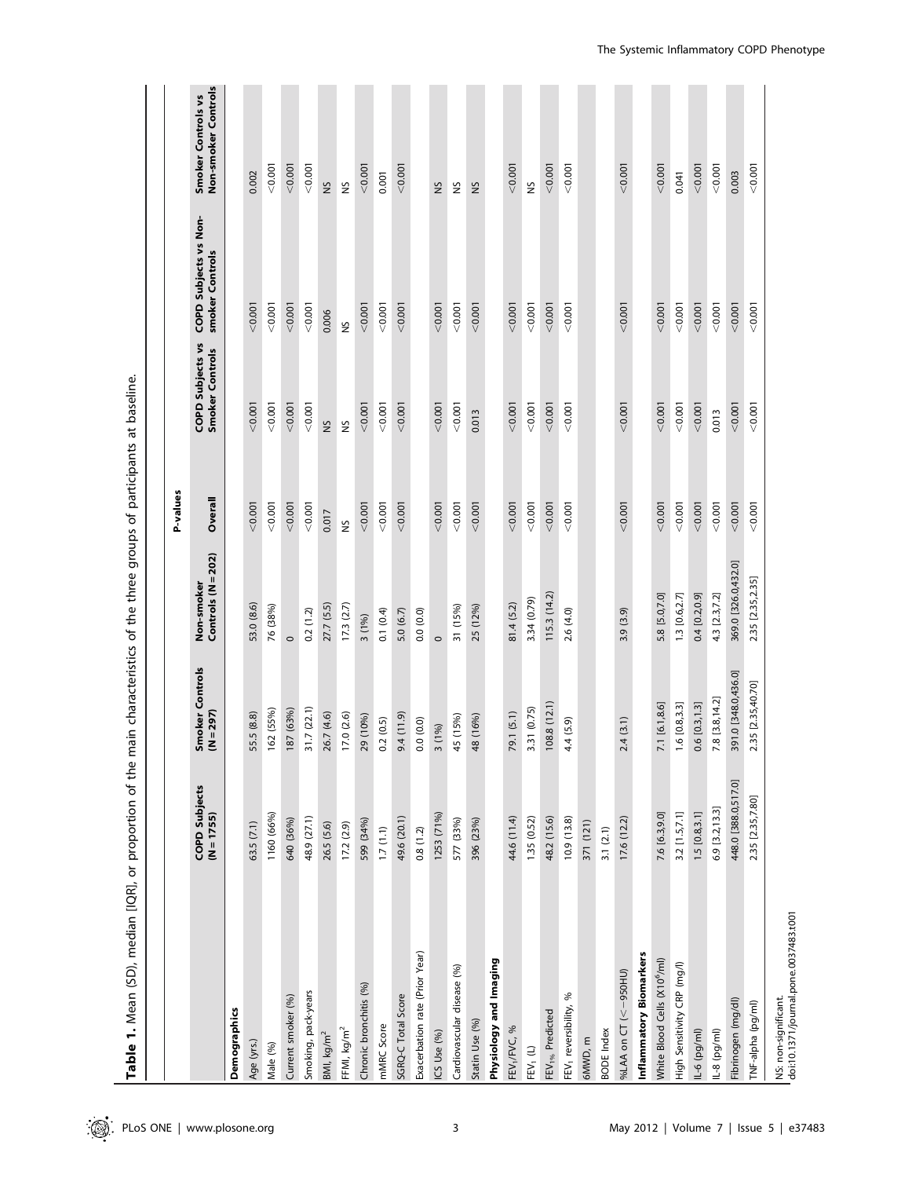**Table 1.** Mean (SD), median [IQR], or proportion of the main characteristics of the three groups of participants at baseline.

| | COPD Subjects (N = 1755) | Smoker Controls (N = 297) | Non-smoker Controls (N = 202) | P-values | | | |
|---|---|---|---|---|---|---|---|
| | | | | Overall | COPD Subjects vs Smoker Controls | COPD Subjects vs Non-smoker Controls | Smoker Controls vs Non-smoker Controls |
| **Demographics** | | | | | | | |
| Age (yrs.) | 63.5 (7.1) | 55.5 (8.8) | 53.0 (8.6) | <0.001 | <0.001 | <0.001 | 0.002 |
| Male (%) | 1160 (66%) | 162 (55%) | 76 (38%) | <0.001 | <0.001 | <0.001 | <0.001 |
| Current smoker (%) | 640 (36%) | 187 (63%) | 0 | <0.001 | <0.001 | <0.001 | <0.001 |
| Smoking, pack-years | 48.9 (27.1) | 31.7 (22.1) | 0.2 (1.2) | <0.001 | <0.001 | <0.001 | <0.001 |
| BMI, kg/m$^2$ | 26.5 (5.6) | 26.7 (4.6) | 27.7 (5.5) | 0.017 | NS | 0.006 | NS |
| FFMI, kg/m$^2$ | 17.2 (2.9) | 17.0 (2.6) | 17.3 (2.7) | NS | NS | NS | NS |
| Chronic bronchitis (%) | 599 (34%) | 29 (10%) | 3 (1%) | <0.001 | <0.001 | <0.001 | <0.001 |
| mMRC Score | 1.7 (1.1) | 0.2 (0.5) | 0.1 (0.4) | <0.001 | <0.001 | <0.001 | 0.001 |
| SGRQ-C Total Score | 49.6 (20.1) | 9.4 (11.9) | 5.0 (6.7) | <0.001 | <0.001 | <0.001 | <0.001 |
| Exacerbation rate (Prior Year) | 0.8 (1.2) | 0.0 (0.0) | 0.0 (0.0) | | | | |
| ICS Use (%) | 1253 (71%) | 3 (1%) | 0 | <0.001 | <0.001 | <0.001 | NS |
| Cardiovascular disease (%) | 577 (33%) | 45 (15%) | 31 (15%) | <0.001 | <0.001 | <0.001 | NS |
| Statin Use (%) | 396 (23%) | 48 (16%) | 25 (12%) | <0.001 | 0.013 | <0.001 | NS |
| **Physiology and Imaging** | | | | | | | |
| FEV$_1$/FVC, % | 44.6 (11.4) | 79.1 (5.1) | 81.4 (5.2) | <0.001 | <0.001 | <0.001 | <0.001 |
| FEV$_1$ (L) | 1.35 (0.52) | 3.31 (0.75) | 3.34 (0.79) | <0.001 | <0.001 | <0.001 | NS |
| FEV$_{1\%}$ Predicted | 48.2 (15.6) | 108.8 (12.1) | 115.3 (14.2) | <0.001 | <0.001 | <0.001 | <0.001 |
| FEV$_1$ reversibility, % | 10.9 (13.8) | 4.4 (5.9) | 2.6 (4.0) | <0.001 | <0.001 | <0.001 | <0.001 |
| 6MWD, m | 371 (121) | | | | | | |
| BODE Index | 3.1 (2.1) | | | | | | |
| %LAA on CT (<−950HU) | 17.6 (12.2) | 2.4 (3.1) | 3.9 (3.9) | <0.001 | <0.001 | <0.001 | <0.001 |
| **Inflammatory Biomarkers** | | | | | | | |
| White Blood Cells (X10$^6$/ml) | 7.6 [6.3,9.0] | 7.1 [6.1,8.6] | 5.8 [5.0,7.0] | <0.001 | <0.001 | <0.001 | <0.001 |
| High Sensitivity CRP (mg/l) | 3.2 [1.5,7.1] | 1.6 [0.8,3.3] | 1.3 [0.6,2.7] | <0.001 | <0.001 | <0.001 | 0.041 |
| IL-6 (pg/ml) | 1.5 [0.8,3.1] | 0.6 [0.3,1.3] | 0.4 [0.2,0.9] | <0.001 | <0.001 | <0.001 | <0.001 |
| IL-8 (pg/ml) | 6.9 [3.2,13.3] | 7.8 [3.8,14.2] | 4.3 [2.3,7.2] | <0.001 | 0.013 | <0.001 | <0.001 |
| Fibrinogen (mg/dl) | 448.0 [388.0,517.0] | 391.0 [348.0,436.0] | 369.0 [326.0,432.0] | <0.001 | <0.001 | <0.001 | 0.003 |
| TNF-alpha (pg/ml) | 2.35 [2.35,7.80] | 2.35 [2.35,40.70] | 2.35 [2.35,2.35] | <0.001 | <0.001 | <0.001 | <0.001 |

NS: non-significant.
doi:10.1371/journal.pone.0037483.t001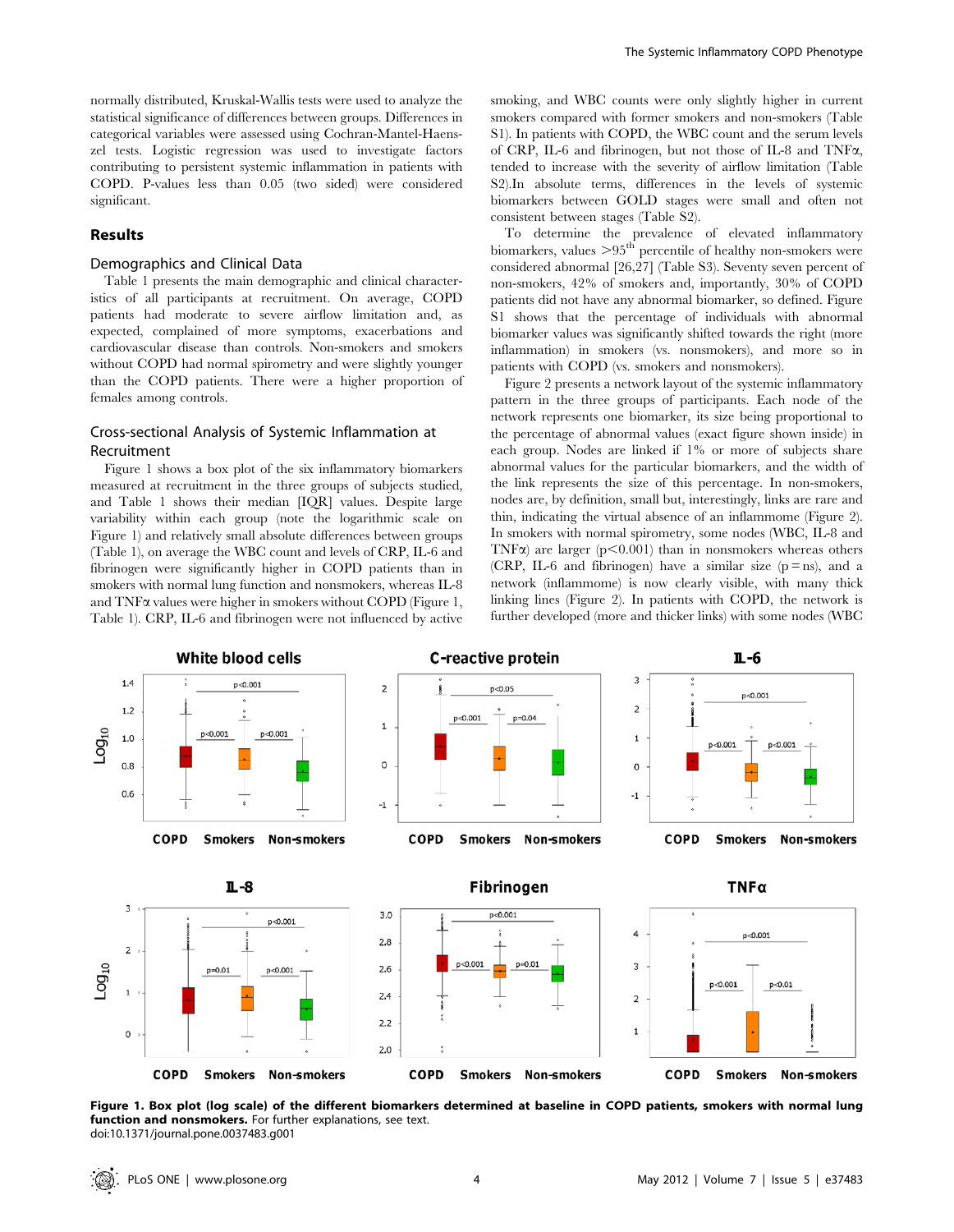normally distributed, Kruskal-Wallis tests were used to analyze the statistical significance of differences between groups. Differences in categorical variables were assessed using Cochran-Mantel-Haenszel tests. Logistic regression was used to investigate factors contributing to persistent systemic inflammation in patients with COPD. P-values less than 0.05 (two sided) were considered significant.

## Results

### Demographics and Clinical Data

Table 1 presents the main demographic and clinical characteristics of all participants at recruitment. On average, COPD patients had moderate to severe airflow limitation and, as expected, complained of more symptoms, exacerbations and cardiovascular disease than controls. Non-smokers and smokers without COPD had normal spirometry and were slightly younger than the COPD patients. There were a higher proportion of females among controls.

### Cross-sectional Analysis of Systemic Inflammation at Recruitment

Figure 1 shows a box plot of the six inflammatory biomarkers measured at recruitment in the three groups of subjects studied, and Table 1 shows their median [IQR] values. Despite large variability within each group (note the logarithmic scale on Figure 1) and relatively small absolute differences between groups (Table 1), on average the WBC count and levels of CRP, IL-6 and fibrinogen were significantly higher in COPD patients than in smokers with normal lung function and nonsmokers, whereas IL-8 and TNFα values were higher in smokers without COPD (Figure 1, Table 1). CRP, IL-6 and fibrinogen were not influenced by active smoking, and WBC counts were only slightly higher in current smokers compared with former smokers and non-smokers (Table S1). In patients with COPD, the WBC count and the serum levels of CRP, IL-6 and fibrinogen, but not those of IL-8 and TNFα, tended to increase with the severity of airflow limitation (Table S2).In absolute terms, differences in the levels of systemic biomarkers between GOLD stages were small and often not consistent between stages (Table S2).

To determine the prevalence of elevated inflammatory biomarkers, values >95[th] percentile of healthy non-smokers were considered abnormal [26,27] (Table S3). Seventy seven percent of non-smokers, 42% of smokers and, importantly, 30% of COPD patients did not have any abnormal biomarker, so defined. Figure S1 shows that the percentage of individuals with abnormal biomarker values was significantly shifted towards the right (more inflammation) in smokers (vs. nonsmokers), and more so in patients with COPD (vs. smokers and nonsmokers).

Figure 2 presents a network layout of the systemic inflammatory pattern in the three groups of participants. Each node of the network represents one biomarker, its size being proportional to the percentage of abnormal values (exact figure shown inside) in each group. Nodes are linked if 1% or more of subjects share abnormal values for the particular biomarkers, and the width of the link represents the size of this percentage. In non-smokers, nodes are, by definition, small but, interestingly, links are rare and thin, indicating the virtual absence of an inflammome (Figure 2). In smokers with normal spirometry, some nodes (WBC, IL-8 and TNFα) are larger ($p<0.001$) than in nonsmokers whereas others (CRP, IL-6 and fibrinogen) have a similar size ($p = ns$), and a network (inflammome) is now clearly visible, with many thick linking lines (Figure 2). In patients with COPD, the network is further developed (more and thicker links) with some nodes (WBC

**Figure 1. Box plot (log scale) of the different biomarkers determined at baseline in COPD patients, smokers with normal lung function and nonsmokers.** For further explanations, see text.
doi:10.1371/journal.pone.0037483.g001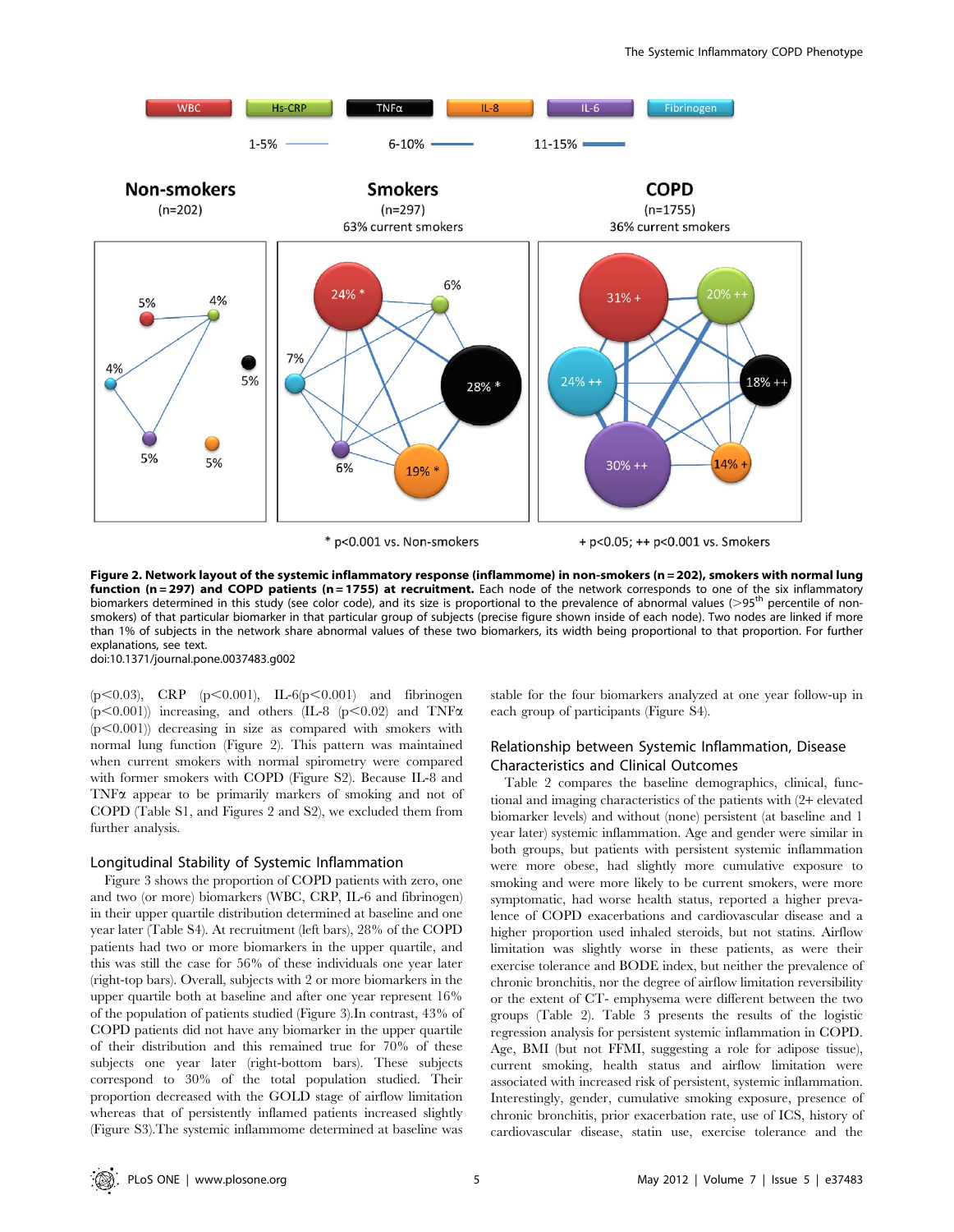**Figure 2. Network layout of the systemic inflammatory response (inflammome) in non-smokers (n = 202), smokers with normal lung function (n = 297) and COPD patients (n = 1755) at recruitment.** Each node of the network corresponds to one of the six inflammatory biomarkers determined in this study (see color code), and its size is proportional to the prevalence of abnormal values (>95[th] percentile of non-smokers) of that particular biomarker in that particular group of subjects (precise figure shown inside of each node). Two nodes are linked if more than 1% of subjects in the network share abnormal values of these two biomarkers, its width being proportional to that proportion. For further explanations, see text.
doi:10.1371/journal.pone.0037483.g002

($p<0.03$), CRP ($p<0.001$), IL-6($p<0.001$) and fibrinogen ($p<0.001$)) increasing, and others (IL-8 ($p<0.02$) and TNFα ($p<0.001$)) decreasing in size as compared with smokers with normal lung function (Figure 2). This pattern was maintained when current smokers with normal spirometry were compared with former smokers with COPD (Figure S2). Because IL-8 and TNFα appear to be primarily markers of smoking and not of COPD (Table S1, and Figures 2 and S2), we excluded them from further analysis.

### Longitudinal Stability of Systemic Inflammation

Figure 3 shows the proportion of COPD patients with zero, one and two (or more) biomarkers (WBC, CRP, IL-6 and fibrinogen) in their upper quartile distribution determined at baseline and one year later (Table S4). At recruitment (left bars), 28% of the COPD patients had two or more biomarkers in the upper quartile, and this was still the case for 56% of these individuals one year later (right-top bars). Overall, subjects with 2 or more biomarkers in the upper quartile both at baseline and after one year represent 16% of the population of patients studied (Figure 3).In contrast, 43% of COPD patients did not have any biomarker in the upper quartile of their distribution and this remained true for 70% of these subjects one year later (right-bottom bars). These subjects correspond to 30% of the total population studied. Their proportion decreased with the GOLD stage of airflow limitation whereas that of persistently inflamed patients increased slightly (Figure S3).The systemic inflammome determined at baseline was stable for the four biomarkers analyzed at one year follow-up in each group of participants (Figure S4).

### Relationship between Systemic Inflammation, Disease Characteristics and Clinical Outcomes

Table 2 compares the baseline demographics, clinical, functional and imaging characteristics of the patients with (2+ elevated biomarker levels) and without (none) persistent (at baseline and 1 year later) systemic inflammation. Age and gender were similar in both groups, but patients with persistent systemic inflammation were more obese, had slightly more cumulative exposure to smoking and were more likely to be current smokers, were more symptomatic, had worse health status, reported a higher prevalence of COPD exacerbations and cardiovascular disease and a higher proportion used inhaled steroids, but not statins. Airflow limitation was slightly worse in these patients, as were their exercise tolerance and BODE index, but neither the prevalence of chronic bronchitis, nor the degree of airflow limitation reversibility or the extent of CT- emphysema were different between the two groups (Table 2). Table 3 presents the results of the logistic regression analysis for persistent systemic inflammation in COPD. Age, BMI (but not FFMI, suggesting a role for adipose tissue), current smoking, health status and airflow limitation were associated with increased risk of persistent, systemic inflammation. Interestingly, gender, cumulative smoking exposure, presence of chronic bronchitis, prior exacerbation rate, use of ICS, history of cardiovascular disease, statin use, exercise tolerance and the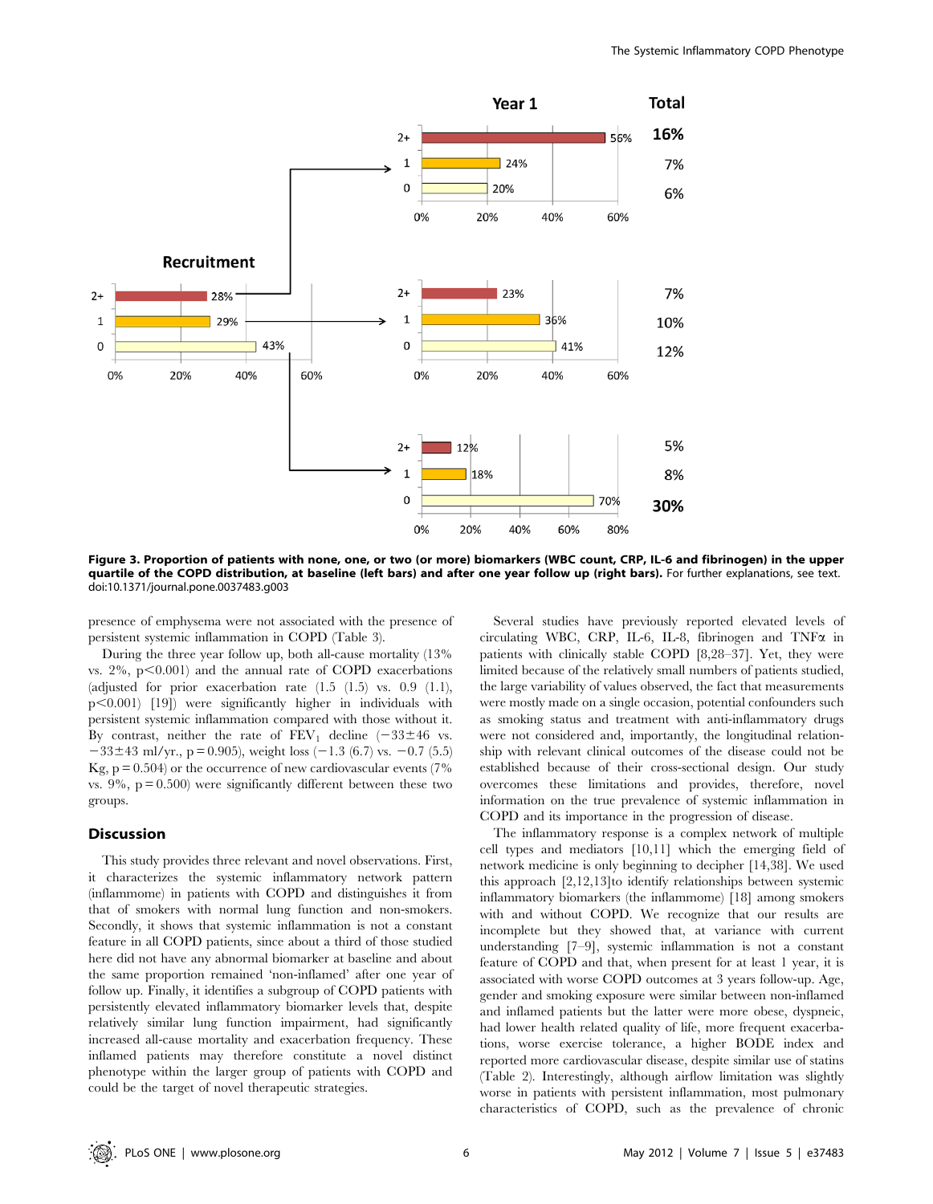Figure 3. Proportion of patients with none, one, or two (or more) biomarkers (WBC count, CRP, IL-6 and fibrinogen) in the upper quartile of the COPD distribution, at baseline (left bars) and after one year follow up (right bars). For further explanations, see text. doi:10.1371/journal.pone.0037483.g003

presence of emphysema were not associated with the presence of persistent systemic inflammation in COPD (Table 3).

During the three year follow up, both all-cause mortality (13% vs. 2%, $p<0.001$) and the annual rate of COPD exacerbations (adjusted for prior exacerbation rate (1.5 (1.5) vs. 0.9 (1.1), $p<0.001$) [19]) were significantly higher in individuals with persistent systemic inflammation compared with those without it. By contrast, neither the rate of $FEV_1$ decline ($-33\pm46$ vs. $-33\pm43$ ml/yr., $p = 0.905$), weight loss (−1.3 (6.7) vs. −0.7 (5.5) Kg, $p = 0.504$) or the occurrence of new cardiovascular events (7% vs. 9%, $p = 0.500$) were significantly different between these two groups.

## Discussion

This study provides three relevant and novel observations. First, it characterizes the systemic inflammatory network pattern (inflammome) in patients with COPD and distinguishes it from that of smokers with normal lung function and non-smokers. Secondly, it shows that systemic inflammation is not a constant feature in all COPD patients, since about a third of those studied here did not have any abnormal biomarker at baseline and about the same proportion remained 'non-inflamed' after one year of follow up. Finally, it identifies a subgroup of COPD patients with persistently elevated inflammatory biomarker levels that, despite relatively similar lung function impairment, had significantly increased all-cause mortality and exacerbation frequency. These inflamed patients may therefore constitute a novel distinct phenotype within the larger group of patients with COPD and could be the target of novel therapeutic strategies.

Several studies have previously reported elevated levels of circulating WBC, CRP, IL-6, IL-8, fibrinogen and TNFα in patients with clinically stable COPD [8,28–37]. Yet, they were limited because of the relatively small numbers of patients studied, the large variability of values observed, the fact that measurements were mostly made on a single occasion, potential confounders such as smoking status and treatment with anti-inflammatory drugs were not considered and, importantly, the longitudinal relationship with relevant clinical outcomes of the disease could not be established because of their cross-sectional design. Our study overcomes these limitations and provides, therefore, novel information on the true prevalence of systemic inflammation in COPD and its importance in the progression of disease.

The inflammatory response is a complex network of multiple cell types and mediators [10,11] which the emerging field of network medicine is only beginning to decipher [14,38]. We used this approach [2,12,13]to identify relationships between systemic inflammatory biomarkers (the inflammome) [18] among smokers with and without COPD. We recognize that our results are incomplete but they showed that, at variance with current understanding [7–9], systemic inflammation is not a constant feature of COPD and that, when present for at least 1 year, it is associated with worse COPD outcomes at 3 years follow-up. Age, gender and smoking exposure were similar between non-inflamed and inflamed patients but the latter were more obese, dyspneic, had lower health related quality of life, more frequent exacerbations, worse exercise tolerance, a higher BODE index and reported more cardiovascular disease, despite similar use of statins (Table 2). Interestingly, although airflow limitation was slightly worse in patients with persistent inflammation, most pulmonary characteristics of COPD, such as the prevalence of chronic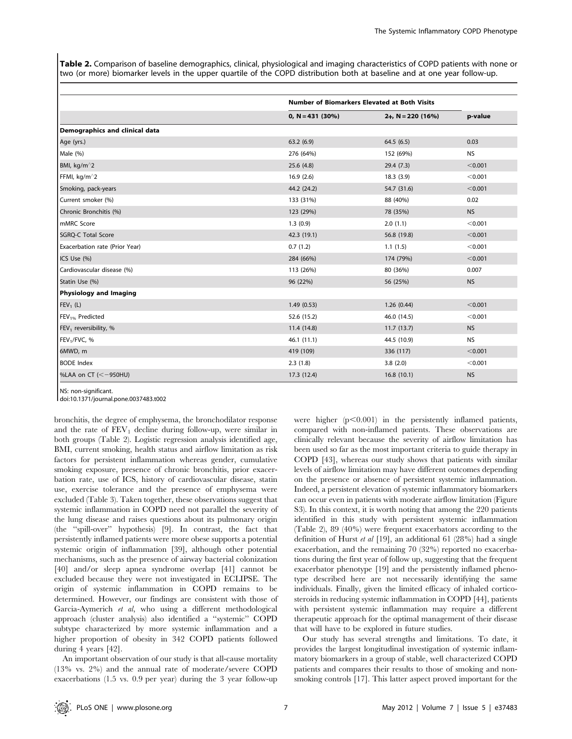**Table 2.** Comparison of baseline demographics, clinical, physiological and imaging characteristics of COPD patients with none or two (or more) biomarker levels in the upper quartile of the COPD distribution both at baseline and at one year follow-up.

| | Number of Biomarkers Elevated at Both Visits | | |
|---|---|---|---|
| | 0, N = 431 (30%) | 2+, N = 220 (16%) | p-value |
| **Demographics and clinical data** | | | |
| Age (yrs.) | 63.2 (6.9) | 64.5 (6.5) | 0.03 |
| Male (%) | 276 (64%) | 152 (69%) | NS |
| BMI, kg/m^2 | 25.6 (4.8) | 29.4 (7.3) | <0.001 |
| FFMI, kg/m^2 | 16.9 (2.6) | 18.3 (3.9) | <0.001 |
| Smoking, pack-years | 44.2 (24.2) | 54.7 (31.6) | <0.001 |
| Current smoker (%) | 133 (31%) | 88 (40%) | 0.02 |
| Chronic Bronchitis (%) | 123 (29%) | 78 (35%) | NS |
| mMRC Score | 1.3 (0.9) | 2.0 (1.1) | <0.001 |
| SGRQ-C Total Score | 42.3 (19.1) | 56.8 (19.8) | <0.001 |
| Exacerbation rate (Prior Year) | 0.7 (1.2) | 1.1 (1.5) | <0.001 |
| ICS Use (%) | 284 (66%) | 174 (79%) | <0.001 |
| Cardiovascular disease (%) | 113 (26%) | 80 (36%) | 0.007 |
| Statin Use (%) | 96 (22%) | 56 (25%) | NS |
| **Physiology and Imaging** | | | |
| $FEV_1$ (L) | 1.49 (0.53) | 1.26 (0.44) | <0.001 |
| $FEV_{1\%}$ Predicted | 52.6 (15.2) | 46.0 (14.5) | <0.001 |
| $FEV_1$ reversibility, % | 11.4 (14.8) | 11.7 (13.7) | NS |
| $FEV_1$/FVC, % | 46.1 (11.1) | 44.5 (10.9) | NS |
| 6MWD, m | 419 (109) | 336 (117) | <0.001 |
| BODE Index | 2.3 (1.8) | 3.8 (2.0) | <0.001 |
| %LAA on CT (<−950HU) | 17.3 (12.4) | 16.8 (10.1) | NS |

NS: non-significant.
doi:10.1371/journal.pone.0037483.t002

bronchitis, the degree of emphysema, the bronchodilator response and the rate of $FEV_1$ decline during follow-up, were similar in both groups (Table 2). Logistic regression analysis identified age, BMI, current smoking, health status and airflow limitation as risk factors for persistent inflammation whereas gender, cumulative smoking exposure, presence of chronic bronchitis, prior exacerbation rate, use of ICS, history of cardiovascular disease, statin use, exercise tolerance and the presence of emphysema were excluded (Table 3). Taken together, these observations suggest that systemic inflammation in COPD need not parallel the severity of the lung disease and raises questions about its pulmonary origin (the "spill-over" hypothesis) [9]. In contrast, the fact that persistently inflamed patients were more obese supports a potential systemic origin of inflammation [39], although other potential mechanisms, such as the presence of airway bacterial colonization [40] and/or sleep apnea syndrome overlap [41] cannot be excluded because they were not investigated in ECLIPSE. The origin of systemic inflammation in COPD remains to be determined. However, our findings are consistent with those of Garcia-Aymerich *et al*, who using a different methodological approach (cluster analysis) also identified a "systemic" COPD subtype characterized by more systemic inflammation and a higher proportion of obesity in 342 COPD patients followed during 4 years [42].

An important observation of our study is that all-cause mortality (13% vs. 2%) and the annual rate of moderate/severe COPD exacerbations (1.5 vs. 0.9 per year) during the 3 year follow-up were higher ($p<0.001$) in the persistently inflamed patients, compared with non-inflamed patients. These observations are clinically relevant because the severity of airflow limitation has been used so far as the most important criteria to guide therapy in COPD [43], whereas our study shows that patients with similar levels of airflow limitation may have different outcomes depending on the presence or absence of persistent systemic inflammation. Indeed, a persistent elevation of systemic inflammatory biomarkers can occur even in patients with moderate airflow limitation (Figure S3). In this context, it is worth noting that among the 220 patients identified in this study with persistent systemic inflammation (Table 2), 89 (40%) were frequent exacerbators according to the definition of Hurst *et al* [19], an additional 61 (28%) had a single exacerbation, and the remaining 70 (32%) reported no exacerbations during the first year of follow up, suggesting that the frequent exacerbator phenotype [19] and the persistently inflamed phenotype described here are not necessarily identifying the same individuals. Finally, given the limited efficacy of inhaled corticosteroids in reducing systemic inflammation in COPD [44], patients with persistent systemic inflammation may require a different therapeutic approach for the optimal management of their disease that will have to be explored in future studies.

Our study has several strengths and limitations. To date, it provides the largest longitudinal investigation of systemic inflammatory biomarkers in a group of stable, well characterized COPD patients and compares their results to those of smoking and non-smoking controls [17]. This latter aspect proved important for the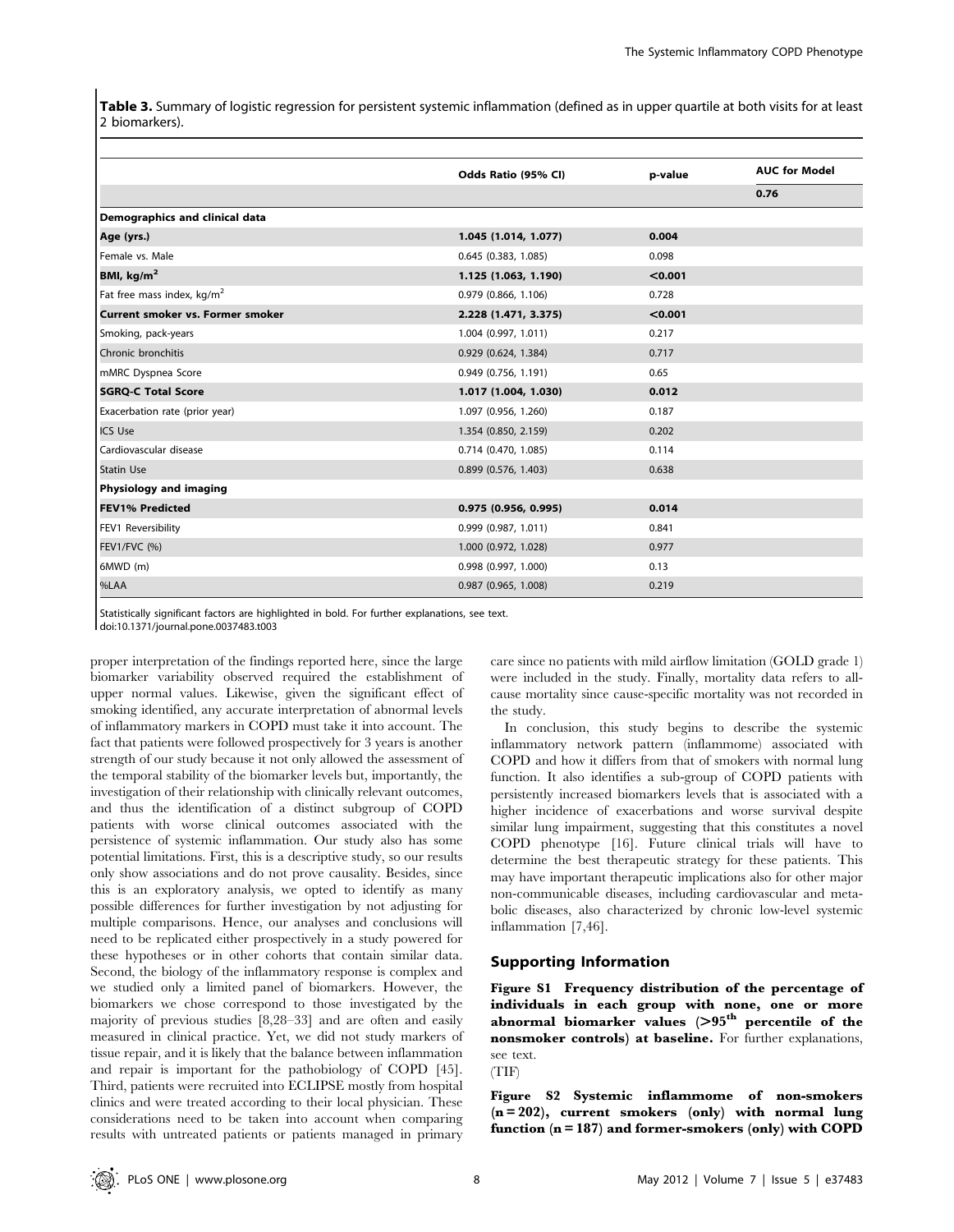**Table 3.** Summary of logistic regression for persistent systemic inflammation (defined as in upper quartile at both visits for at least 2 biomarkers).

| | Odds Ratio (95% CI) | p-value | AUC for Model |
|---|---|---|---|
| | | | **0.76** |
| **Demographics and clinical data** | | | |
| **Age (yrs.)** | **1.045 (1.014, 1.077)** | **0.004** | |
| Female vs. Male | 0.645 (0.383, 1.085) | 0.098 | |
| **BMI, kg/m$^2$** | **1.125 (1.063, 1.190)** | **<0.001** | |
| Fat free mass index, kg/m$^2$ | 0.979 (0.866, 1.106) | 0.728 | |
| **Current smoker vs. Former smoker** | **2.228 (1.471, 3.375)** | **<0.001** | |
| Smoking, pack-years | 1.004 (0.997, 1.011) | 0.217 | |
| Chronic bronchitis | 0.929 (0.624, 1.384) | 0.717 | |
| mMRC Dyspnea Score | 0.949 (0.756, 1.191) | 0.65 | |
| **SGRQ-C Total Score** | **1.017 (1.004, 1.030)** | **0.012** | |
| Exacerbation rate (prior year) | 1.097 (0.956, 1.260) | 0.187 | |
| ICS Use | 1.354 (0.850, 2.159) | 0.202 | |
| Cardiovascular disease | 0.714 (0.470, 1.085) | 0.114 | |
| Statin Use | 0.899 (0.576, 1.403) | 0.638 | |
| **Physiology and imaging** | | | |
| **FEV1% Predicted** | **0.975 (0.956, 0.995)** | **0.014** | |
| FEV1 Reversibility | 0.999 (0.987, 1.011) | 0.841 | |
| FEV1/FVC (%) | 1.000 (0.972, 1.028) | 0.977 | |
| 6MWD (m) | 0.998 (0.997, 1.000) | 0.13 | |
| %LAA | 0.987 (0.965, 1.008) | 0.219 | |

Statistically significant factors are highlighted in bold. For further explanations, see text.
doi:10.1371/journal.pone.0037483.t003

proper interpretation of the findings reported here, since the large biomarker variability observed required the establishment of upper normal values. Likewise, given the significant effect of smoking identified, any accurate interpretation of abnormal levels of inflammatory markers in COPD must take it into account. The fact that patients were followed prospectively for 3 years is another strength of our study because it not only allowed the assessment of the temporal stability of the biomarker levels but, importantly, the investigation of their relationship with clinically relevant outcomes, and thus the identification of a distinct subgroup of COPD patients with worse clinical outcomes associated with the persistence of systemic inflammation. Our study also has some potential limitations. First, this is a descriptive study, so our results only show associations and do not prove causality. Besides, since this is an exploratory analysis, we opted to identify as many possible differences for further investigation by not adjusting for multiple comparisons. Hence, our analyses and conclusions will need to be replicated either prospectively in a study powered for these hypotheses or in other cohorts that contain similar data. Second, the biology of the inflammatory response is complex and we studied only a limited panel of biomarkers. However, the biomarkers we chose correspond to those investigated by the majority of previous studies [8,28–33] and are often and easily measured in clinical practice. Yet, we did not study markers of tissue repair, and it is likely that the balance between inflammation and repair is important for the pathobiology of COPD [45]. Third, patients were recruited into ECLIPSE mostly from hospital clinics and were treated according to their local physician. These considerations need to be taken into account when comparing results with untreated patients or patients managed in primary care since no patients with mild airflow limitation (GOLD grade 1) were included in the study. Finally, mortality data refers to all-cause mortality since cause-specific mortality was not recorded in the study.

In conclusion, this study begins to describe the systemic inflammatory network pattern (inflammome) associated with COPD and how it differs from that of smokers with normal lung function. It also identifies a sub-group of COPD patients with persistently increased biomarkers levels that is associated with a higher incidence of exacerbations and worse survival despite similar lung impairment, suggesting that this constitutes a novel COPD phenotype [16]. Future clinical trials will have to determine the best therapeutic strategy for these patients. This may have important therapeutic implications also for other major non-communicable diseases, including cardiovascular and metabolic diseases, also characterized by chronic low-level systemic inflammation [7,46].

## Supporting Information

**Figure S1 Frequency distribution of the percentage of individuals in each group with none, one or more abnormal biomarker values (>95$^{th}$ percentile of the nonsmoker controls) at baseline.** For further explanations, see text.
(TIF)

**Figure S2 Systemic inflammome of non-smokers (n = 202), current smokers (only) with normal lung function (n = 187) and former-smokers (only) with COPD**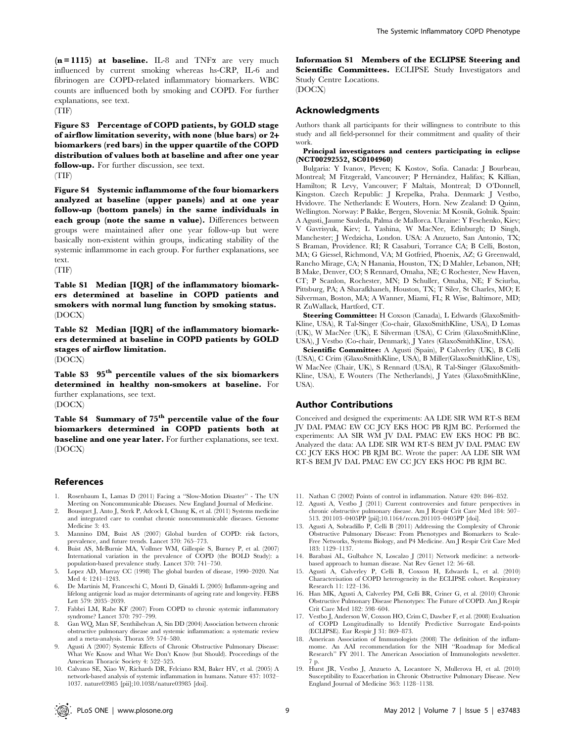**(n = 1115) at baseline.** IL-8 and TNFα are very much influenced by current smoking whereas hs-CRP, IL-6 and fibrinogen are COPD-related inflammatory biomarkers. WBC counts are influenced both by smoking and COPD. For further explanations, see text.
(TIF)

**Figure S3 Percentage of COPD patients, by GOLD stage of airflow limitation severity, with none (blue bars) or 2+ biomarkers (red bars) in the upper quartile of the COPD distribution of values both at baseline and after one year follow-up.** For further discussion, see text.
(TIF)

**Figure S4 Systemic inflammome of the four biomarkers analyzed at baseline (upper panels) and at one year follow-up (bottom panels) in the same individuals in each group (note the same n value).** Differences between groups were maintained after one year follow-up but were basically non-existent within groups, indicating stability of the systemic inflammome in each group. For further explanations, see text.
(TIF)

**Table S1 Median [IQR] of the inflammatory biomarkers determined at baseline in COPD patients and smokers with normal lung function by smoking status.**
(DOCX)

**Table S2 Median [IQR] of the inflammatory biomarkers determined at baseline in COPD patients by GOLD stages of airflow limitation.**
(DOCX)

**Table S3 95th percentile values of the six biomarkers determined in healthy non-smokers at baseline.** For further explanations, see text.
(DOCX)

**Table S4 Summary of 75th percentile value of the four biomarkers determined in COPD patients both at baseline and one year later.** For further explanations, see text.
(DOCX)

**Information S1 Members of the ECLIPSE Steering and Scientific Committees.** ECLIPSE Study Investigators and Study Centre Locations.
(DOCX)

## Acknowledgments

Authors thank all participants for their willingness to contribute to this study and all field-personnel for their commitment and quality of their work.

**Principal investigators and centers participating in eclipse (NCT00292552, SC0104960)**

Bulgaria: Y Ivanov, Pleven; K Kostov, Sofia. Canada: J Bourbeau, Montreal; M Fitzgerald, Vancouver; P Hernández, Halifax; K Killian, Hamilton; R Levy, Vancouver; F Maltais, Montreal; D O'Donnell, Kingston. Czech Republic: J Krepelka, Praha. Denmark: J Vestbo, Hvidovre. The Netherlands: E Wouters, Horn. New Zealand: D Quinn, Wellington. Norway: P Bakke, Bergen, Slovenia: M Kosnik, Golnik. Spain: A Agusti, Jaume Sauleda, Palma de Mallorca. Ukraine: Y Feschenko, Kiev; V Gavrisyuk, Kiev; L Yashina, W MacNee, Edinburgh; D Singh, Manchester; J Wedzicha, London. USA: A Anzueto, San Antonio, TX; S Braman, Providence. RI; R Casaburi, Torrance CA; B Celli, Boston, MA; G Giessel, Richmond, VA; M Gotfried, Phoenix, AZ; G Greenwald, Rancho Mirage, CA; N Hanania, Houston, TX; D Mahler, Lebanon, NH; B Make, Denver, CO; S Rennard, Omaha, NE; C Rochester, New Haven, CT; P Scanlon, Rochester, MN; D Schuller, Omaha, NE; F Sciurba, Pittsburg, PA; A Sharafkhaneh, Houston, TX; T Siler, St Charles, MO; E Silverman, Boston, MA; A Wanner, Miami, FL; R Wise, Baltimore, MD; R ZuWallack, Hartford, CT.

**Steering Committee:** H Coxson (Canada), L Edwards (GlaxoSmithKline, USA), R Tal-Singer (Co-chair, GlaxoSmithKline, USA), D Lomas (UK), W MacNee (UK), E Silverman (USA), C Crim (GlaxoSmithKline, USA), J Vestbo (Co-chair, Denmark), J Yates (GlaxoSmithKline, USA).

**Scientific Committee:** A Agusti (Spain), P Calverley (UK), B Celli (USA), C Crim (GlaxoSmithKline, USA), B Miller(GlaxoSmithKline, US), W MacNee (Chair, UK), S Rennard (USA), R Tal-Singer (GlaxoSmithKline, USA), E Wouters (The Netherlands), J Yates (GlaxoSmithKline, USA).

## Author Contributions

Conceived and designed the experiments: AA LDE SIR WM RT-S BEM JV DAL PMAC EW CC JCY EKS HOC PB RJM BC. Performed the experiments: AA SIR WM JV DAL PMAC EW EKS HOC PB BC. Analyzed the data: AA LDE SIR WM RT-S BEM JV DAL PMAC EW CC JCY EKS HOC PB RJM BC. Wrote the paper: AA LDE SIR WM RT-S BEM JV DAL PMAC EW CC JCY EKS HOC PB RJM BC.

## References

1. Rosenbaum L, Lamas D (2011) Facing a "Slow-Motion Disaster" - The UN Meeting on Noncommunicable Diseases. New England Journal of Medicine.
2. Bousquet J, Anto J, Sterk P, Adcock I, Chung K, et al. (2011) Systems medicine and integrated care to combat chronic noncommunicable diseases. Genome Medicine 3: 43.
3. Mannino DM, Buist AS (2007) Global burden of COPD: risk factors, prevalence, and future trends. Lancet 370: 765–773.
4. Buist AS, McBurnie MA, Vollmer WM, Gillespie S, Burney P, et al. (2007) International variation in the prevalence of COPD (the BOLD Study): a population-based prevalence study. Lancet 370: 741–750.
5. Lopez AD, Murray CC (1998) The global burden of disease, 1990–2020. Nat Med 4: 1241–1243.
6. De Martinis M, Franceschi C, Monti D, Ginaldi L (2005) Inflamm-ageing and lifelong antigenic load as major determinants of ageing rate and longevity. FEBS Lett 579: 2035–2039.
7. Fabbri LM, Rabe KF (2007) From COPD to chronic systemic inflammatory syndrome? Lancet 370: 797–799.
8. Gan WQ, Man SF, Senthilselvan A, Sin DD (2004) Association between chronic obstructive pulmonary disease and systemic inflammation: a systematic review and a meta-analysis. Thorax 59: 574–580.
9. Agusti A (2007) Systemic Effects of Chronic Obstructive Pulmonary Disease: What We Know and What We Don't Know (but Should). Proceedings of the American Thoracic Society 4: 522–525.
10. Calvano SE, Xiao W, Richards DR, Felciano RM, Baker HV, et al. (2005) A network-based analysis of systemic inflammation in humans. Nature 437: 1032–1037. nature03985 [pii];10.1038/nature03985 [doi].
11. Nathan C (2002) Points of control in inflammation. Nature 420: 846–852.
12. Agusti A, Vestbo J (2011) Current controversies and future perspectives in chronic obstructive pulmonary disease. Am J Respir Crit Care Med 184: 507–513. 201103–0405PP [pii];10.1164/rccm.201103–0405PP [doi].
13. Agusti A, Sobradillo P, Celli B (2011) Addressing the Complexity of Chronic Obstructive Pulmonary Disease: From Phenotypes and Biomarkers to Scale-Free Networks, Systems Biology, and P4 Medicine. Am J Respir Crit Care Med 183: 1129–1137.
14. Barabasi AL, Gulbahce N, Loscalzo J (2011) Network medicine: a network-based approach to human disease. Nat Rev Genet 12: 56–68.
15. Agusti A, Calverley P, Celli B, Coxson H, Edwards L, et al. (2010) Characterisation of COPD heterogeneity in the ECLIPSE cohort. Respiratory Research 11: 122–136.
16. Han MK, Agusti A, Calverley PM, Celli BR, Criner G, et al. (2010) Chronic Obstructive Pulmonary Disease Phenotypes: The Future of COPD. Am J Respir Crit Care Med 182: 598–604.
17. Vestbo J, Anderson W, Coxson HO, Crim C, Dawber F, et al. (2008) Evaluation of COPD Longitudinally to Identify Predictive Surrogate End-points (ECLIPSE). Eur Respir J 31: 869–873.
18. American Association of Immunologists (2008) The definition of the inflammome. An AAI recommendation for the NIH "Roadmap for Medical Research" FY 2011. The American Association of Immunologists newsletter. 7 p.
19. Hurst JR, Vestbo J, Anzueto A, Locantore N, Mullerova H, et al. (2010) Susceptibility to Exacerbation in Chronic Obstructive Pulmonary Disease. New England Journal of Medicine 363: 1128–1138.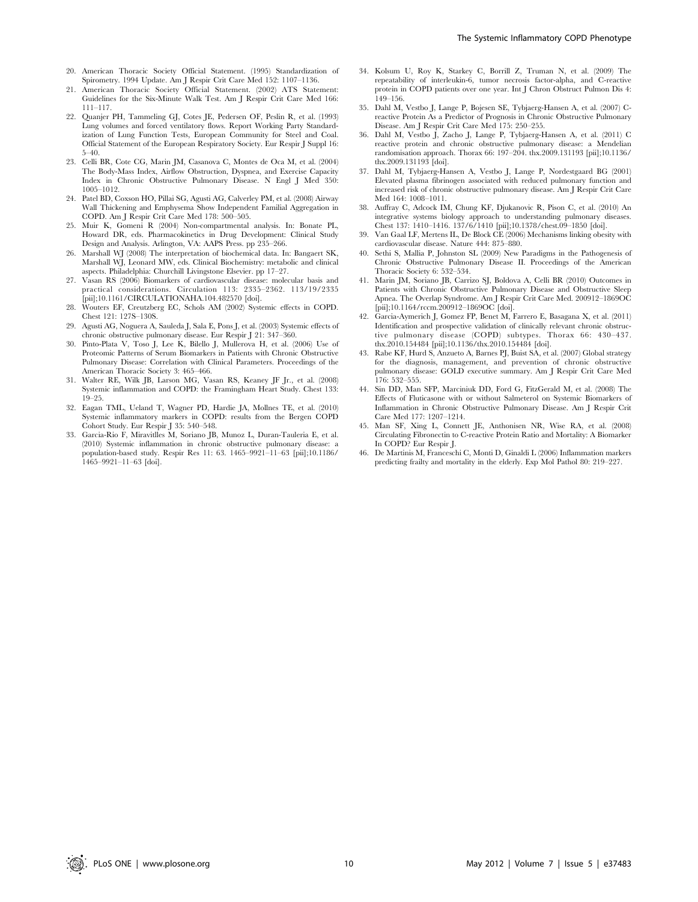20. American Thoracic Society Official Statement. (1995) Standardization of Spirometry. 1994 Update. Am J Respir Crit Care Med 152: 1107–1136.
21. American Thoracic Society Official Statement. (2002) ATS Statement: Guidelines for the Six-Minute Walk Test. Am J Respir Crit Care Med 166: 111–117.
22. Quanjer PH, Tammeling GJ, Cotes JE, Pedersen OF, Peslin R, et al. (1993) Lung volumes and forced ventilatory flows. Report Working Party Standardization of Lung Function Tests, European Community for Steel and Coal. Official Statement of the European Respiratory Society. Eur Respir J Suppl 16: 5–40.
23. Celli BR, Cote CG, Marin JM, Casanova C, Montes de Oca M, et al. (2004) The Body-Mass Index, Airflow Obstruction, Dyspnea, and Exercise Capacity Index in Chronic Obstructive Pulmonary Disease. N Engl J Med 350: 1005–1012.
24. Patel BD, Coxson HO, Pillai SG, Agusti AG, Calverley PM, et al. (2008) Airway Wall Thickening and Emphysema Show Independent Familial Aggregation in COPD. Am J Respir Crit Care Med 178: 500–505.
25. Muir K, Gomeni R (2004) Non-compartmental analysis. In: Bonate PL, Howard DR, eds. Pharmacokinetics in Drug Development: Clinical Study Design and Analysis. Arlington, VA: AAPS Press. pp 235–266.
26. Marshall WJ (2008) The interpretation of biochemical data. In: Bangaert SK, Marshall WJ, Leonard MW, eds. Clinical Biochemistry: metabolic and clinical aspects. Philadelphia: Churchill Livingstone Elsevier. pp 17–27.
27. Vasan RS (2006) Biomarkers of cardiovascular disease: molecular basis and practical considerations. Circulation 113: 2335–2362. 113/19/2335 [pii];10.1161/CIRCULATIONAHA.104.482570 [doi].
28. Wouters EF, Creutzberg EC, Schols AM (2002) Systemic effects in COPD. Chest 121: 127S–130S.
29. Agusti AG, Noguera A, Sauleda J, Sala E, Pons J, et al. (2003) Systemic effects of chronic obstructive pulmonary disease. Eur Respir J 21: 347–360.
30. Pinto-Plata V, Toso J, Lee K, Bilello J, Mullerova H, et al. (2006) Use of Proteomic Patterns of Serum Biomarkers in Patients with Chronic Obstructive Pulmonary Disease: Correlation with Clinical Parameters. Proceedings of the American Thoracic Society 3: 465–466.
31. Walter RE, Wilk JB, Larson MG, Vasan RS, Keaney JF Jr., et al. (2008) Systemic inflammation and COPD: the Framingham Heart Study. Chest 133: 19–25.
32. Eagan TML, Ueland T, Wagner PD, Hardie JA, Mollnes TE, et al. (2010) Systemic inflammatory markers in COPD: results from the Bergen COPD Cohort Study. Eur Respir J 35: 540–548.
33. Garcia-Rio F, Miravitlles M, Soriano JB, Munoz L, Duran-Tauleria E, et al. (2010) Systemic inflammation in chronic obstructive pulmonary disease: a population-based study. Respir Res 11: 63. 1465–9921–11–63 [pii];10.1186/1465–9921–11–63 [doi].
34. Kolsum U, Roy K, Starkey C, Borrill Z, Truman N, et al. (2009) The repeatability of interleukin-6, tumor necrosis factor-alpha, and C-reactive protein in COPD patients over one year. Int J Chron Obstruct Pulmon Dis 4: 149–156.
35. Dahl M, Vestbo J, Lange P, Bojesen SE, Tybjaerg-Hansen A, et al. (2007) C-reactive Protein As a Predictor of Prognosis in Chronic Obstructive Pulmonary Disease. Am J Respir Crit Care Med 175: 250–255.
36. Dahl M, Vestbo J, Zacho J, Lange P, Tybjaerg-Hansen A, et al. (2011) C reactive protein and chronic obstructive pulmonary disease: a Mendelian randomisation approach. Thorax 66: 197–204. thx.2009.131193 [pii];10.1136/thx.2009.131193 [doi].
37. Dahl M, Tybjaerg-Hansen A, Vestbo J, Lange P, Nordestgaard BG (2001) Elevated plasma fibrinogen associated with reduced pulmonary function and increased risk of chronic obstructive pulmonary disease. Am J Respir Crit Care Med 164: 1008–1011.
38. Auffray C, Adcock IM, Chung KF, Djukanovic R, Pison C, et al. (2010) An integrative systems biology approach to understanding pulmonary diseases. Chest 137: 1410–1416. 137/6/1410 [pii];10.1378/chest.09–1850 [doi].
39. Van Gaal LF, Mertens IL, De Block CE (2006) Mechanisms linking obesity with cardiovascular disease. Nature 444: 875–880.
40. Sethi S, Mallia P, Johnston SL (2009) New Paradigms in the Pathogenesis of Chronic Obstructive Pulmonary Disease II. Proceedings of the American Thoracic Society 6: 532–534.
41. Marin JM, Soriano JB, Carrizo SJ, Boldova A, Celli BR (2010) Outcomes in Patients with Chronic Obstructive Pulmonary Disease and Obstructive Sleep Apnea. The Overlap Syndrome. Am J Respir Crit Care Med. 200912–1869OC [pii];10.1164/rccm.200912–1869OC [doi].
42. Garcia-Aymerich J, Gomez FP, Benet M, Farrero E, Basagana X, et al. (2011) Identification and prospective validation of clinically relevant chronic obstructive pulmonary disease (COPD) subtypes. Thorax 66: 430–437. thx.2010.154484 [pii];10.1136/thx.2010.154484 [doi].
43. Rabe KF, Hurd S, Anzueto A, Barnes PJ, Buist SA, et al. (2007) Global strategy for the diagnosis, management, and prevention of chronic obstructive pulmonary disease: GOLD executive summary. Am J Respir Crit Care Med 176: 532–555.
44. Sin DD, Man SFP, Marciniuk DD, Ford G, FitzGerald M, et al. (2008) The Effects of Fluticasone with or without Salmeterol on Systemic Biomarkers of Inflammation in Chronic Obstructive Pulmonary Disease. Am J Respir Crit Care Med 177: 1207–1214.
45. Man SF, Xing L, Connett JE, Anthonisen NR, Wise RA, et al. (2008) Circulating Fibronectin to C-reactive Protein Ratio and Mortality: A Biomarker In COPD? Eur Respir J.
46. De Martinis M, Franceschi C, Monti D, Ginaldi L (2006) Inflammation markers predicting frailty and mortality in the elderly. Exp Mol Pathol 80: 219–227.